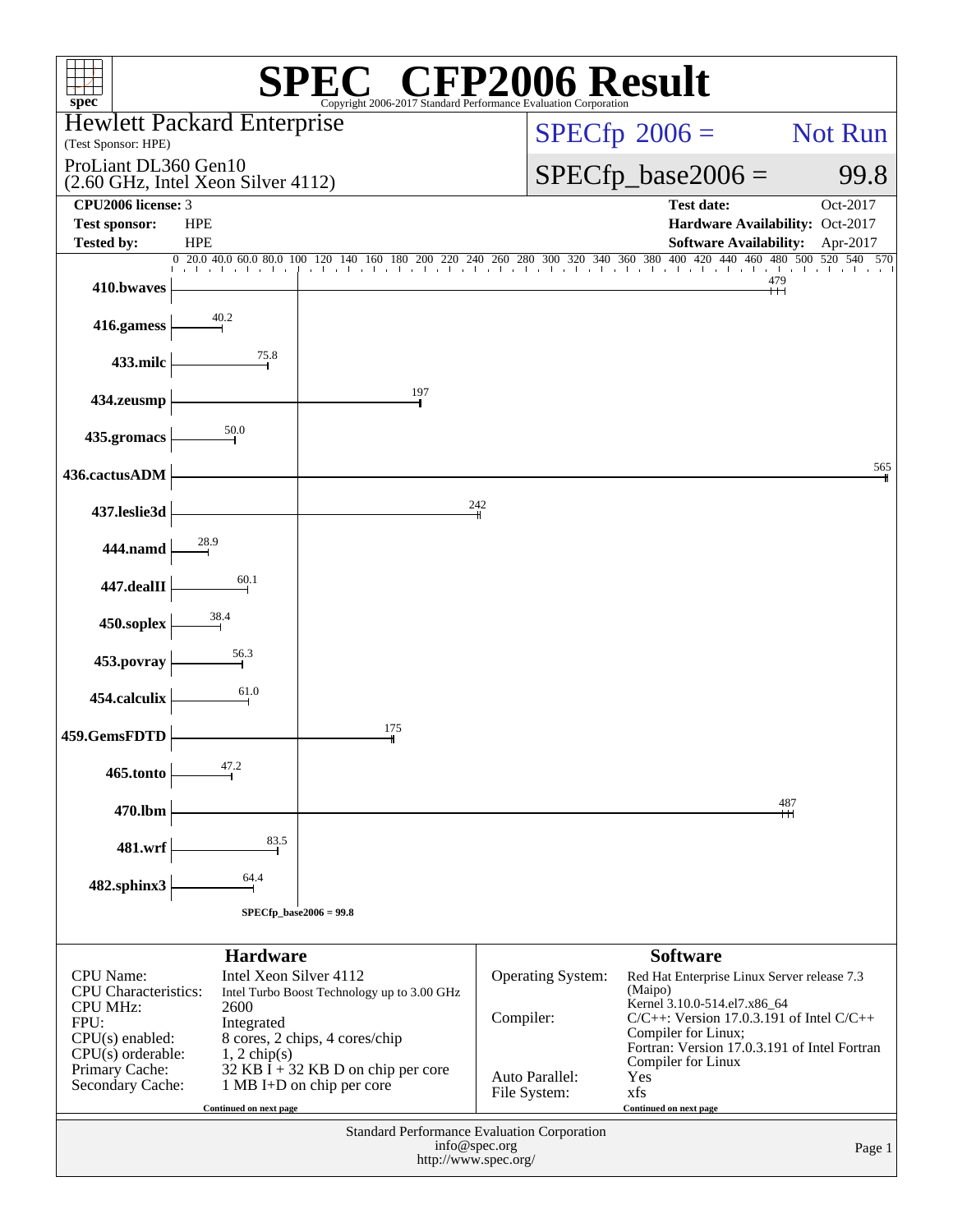# SPEC CFP2006 Result

Copyright 2006-2017 Standard Performance Evaluation Corporation

**Hewlett Packard Enterprise**
(Test Sponsor: HPE)

ProLiant DL360 Gen10
(2.60 GHz, Intel Xeon Silver 4112)

SPECfp 2006 = Not Run

SPECfp_base2006 = 99.8

| | | | |
|---|---|---|---|
| **CPU2006 license:** 3 | | **Test date:** | Oct-2017 |
| **Test sponsor:** | HPE | **Hardware Availability:** | Oct-2017 |
| **Tested by:** | HPE | **Software Availability:** | Apr-2017 |

| Benchmark | Base ratio |
|---|---|
| 410.bwaves | 479 |
| 416.gamess | 40.2 |
| 433.milc | 75.8 |
| 434.zeusmp | 197 |
| 435.gromacs | 50.0 |
| 436.cactusADM | 565 |
| 437.leslie3d | 242 |
| 444.namd | 28.9 |
| 447.dealII | 60.1 |
| 450.soplex | 38.4 |
| 453.povray | 56.3 |
| 454.calculix | 61.0 |
| 459.GemsFDTD | 175 |
| 465.tonto | 47.2 |
| 470.lbm | 487 |
| 481.wrf | 83.5 |
| 482.sphinx3 | 64.4 |

SPECfp_base2006 = 99.8

## Hardware

| | |
|---|---|
| CPU Name: | Intel Xeon Silver 4112 |
| CPU Characteristics: | Intel Turbo Boost Technology up to 3.00 GHz |
| CPU MHz: | 2600 |
| FPU: | Integrated |
| CPU(s) enabled: | 8 cores, 2 chips, 4 cores/chip |
| CPU(s) orderable: | 1, 2 chip(s) |
| Primary Cache: | 32 KB I + 32 KB D on chip per core |
| Secondary Cache: | 1 MB I+D on chip per core |

Continued on next page

## Software

| | |
|---|---|
| Operating System: | Red Hat Enterprise Linux Server release 7.3 (Maipo) Kernel 3.10.0-514.el7.x86_64 |
| Compiler: | C/C++: Version 17.0.3.191 of Intel C/C++ Compiler for Linux; Fortran: Version 17.0.3.191 of Intel Fortran Compiler for Linux |
| Auto Parallel: | Yes |
| File System: | xfs |

Continued on next page

Standard Performance Evaluation Corporation
info@spec.org
http://www.spec.org/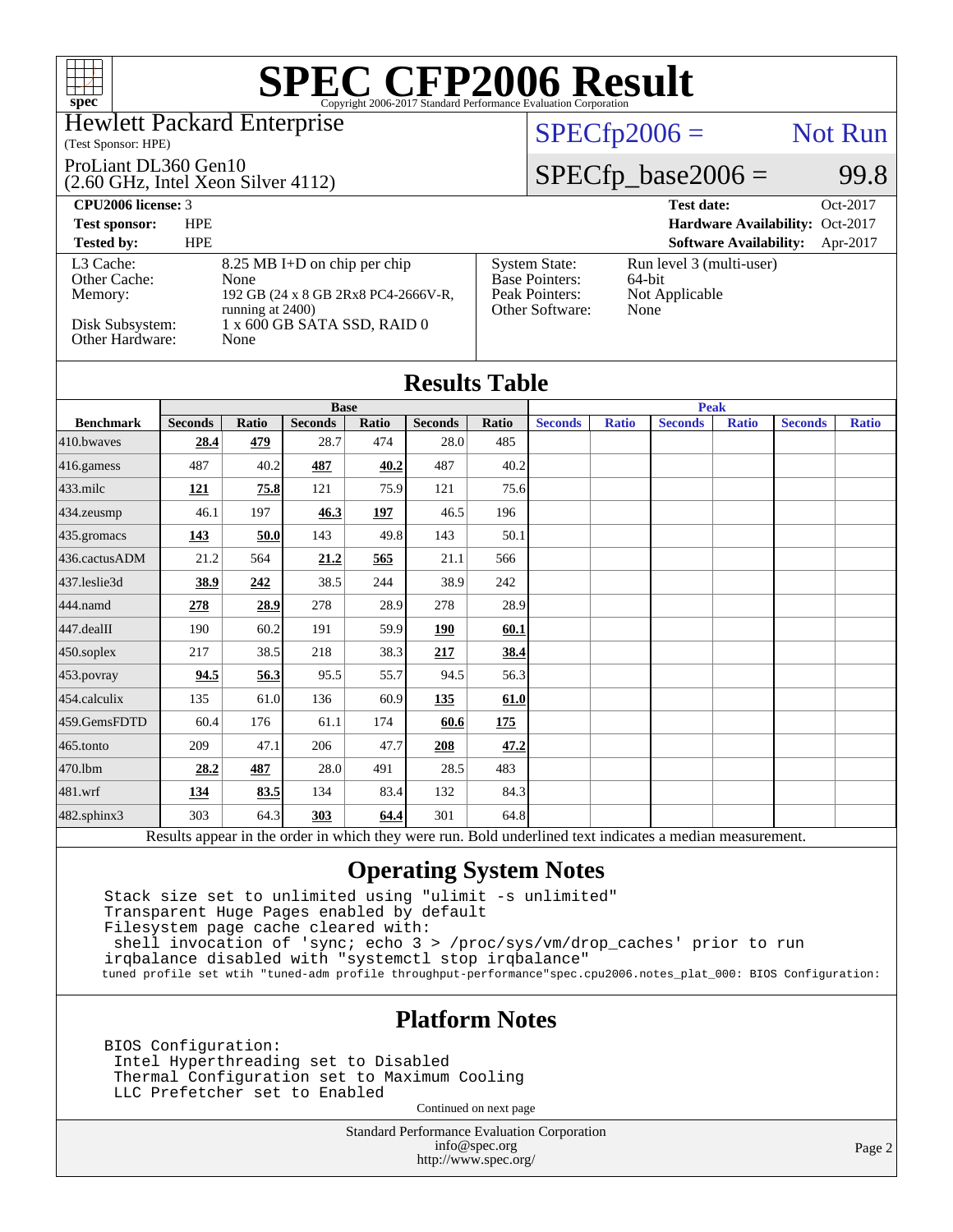# SPEC CFP2006 Result

Copyright 2006-2017 Standard Performance Evaluation Corporation

Hewlett Packard Enterprise
(Test Sponsor: HPE)

ProLiant DL360 Gen10
(2.60 GHz, Intel Xeon Silver 4112)

SPECfp2006 = Not Run

SPECfp_base2006 = 99.8

| | | | |
|---|---|---|---|
| **CPU2006 license:** 3 | | **Test date:** | Oct-2017 |
| **Test sponsor:** | HPE | **Hardware Availability:** | Oct-2017 |
| **Tested by:** | HPE | **Software Availability:** | Apr-2017 |

| | | | |
|---|---|---|---|
| L3 Cache: | 8.25 MB I+D on chip per chip | System State: | Run level 3 (multi-user) |
| Other Cache: | None | Base Pointers: | 64-bit |
| Memory: | 192 GB (24 x 8 GB 2Rx8 PC4-2666V-R, running at 2400) | Peak Pointers: | Not Applicable |
| Disk Subsystem: | 1 x 600 GB SATA SSD, RAID 0 | Other Software: | None |
| Other Hardware: | None | | |

## Results Table

| Benchmark | Base | | | | | | Peak | | | | | |
|---|---|---|---|---|---|---|---|---|---|---|---|---|
| | Seconds | Ratio | Seconds | Ratio | Seconds | Ratio | Seconds | Ratio | Seconds | Ratio | Seconds | Ratio |
| 410.bwaves | **28.4** | **479** | 28.7 | 474 | 28.0 | 485 | | | | | | |
| 416.gamess | 487 | 40.2 | **487** | **40.2** | 487 | 40.2 | | | | | | |
| 433.milc | **121** | **75.8** | 121 | 75.9 | 121 | 75.6 | | | | | | |
| 434.zeusmp | 46.1 | 197 | **46.3** | **197** | 46.5 | 196 | | | | | | |
| 435.gromacs | **143** | **50.0** | 143 | 49.8 | 143 | 50.1 | | | | | | |
| 436.cactusADM | 21.2 | 564 | **21.2** | **565** | 21.1 | 566 | | | | | | |
| 437.leslie3d | **38.9** | **242** | 38.5 | 244 | 38.9 | 242 | | | | | | |
| 444.namd | **278** | **28.9** | 278 | 28.9 | 278 | 28.9 | | | | | | |
| 447.dealII | 190 | 60.2 | 191 | 59.9 | **190** | **60.1** | | | | | | |
| 450.soplex | 217 | 38.5 | 218 | 38.3 | **217** | **38.4** | | | | | | |
| 453.povray | **94.5** | **56.3** | 95.5 | 55.7 | 94.5 | 56.3 | | | | | | |
| 454.calculix | 135 | 61.0 | 136 | 60.9 | **135** | **61.0** | | | | | | |
| 459.GemsFDTD | 60.4 | 176 | 61.1 | 174 | **60.6** | **175** | | | | | | |
| 465.tonto | 209 | 47.1 | 206 | 47.7 | **208** | **47.2** | | | | | | |
| 470.lbm | **28.2** | **487** | 28.0 | 491 | 28.5 | 483 | | | | | | |
| 481.wrf | **134** | **83.5** | 134 | 83.4 | 132 | 84.3 | | | | | | |
| 482.sphinx3 | 303 | 64.3 | **303** | **64.4** | 301 | 64.8 | | | | | | |

Results appear in the order in which they were run. Bold underlined text indicates a median measurement.

## Operating System Notes

```
Stack size set to unlimited using "ulimit -s unlimited"
Transparent Huge Pages enabled by default
Filesystem page cache cleared with:
 shell invocation of 'sync; echo 3 > /proc/sys/vm/drop_caches' prior to run
irqbalance disabled with "systemctl stop irqbalance"
tuned profile set wtih "tuned-adm profile throughput-performance"spec.cpu2006.notes_plat_000: BIOS Configuration:
```

## Platform Notes

```
BIOS Configuration:
 Intel Hyperthreading set to Disabled
 Thermal Configuration set to Maximum Cooling
 LLC Prefetcher set to Enabled
```

Continued on next page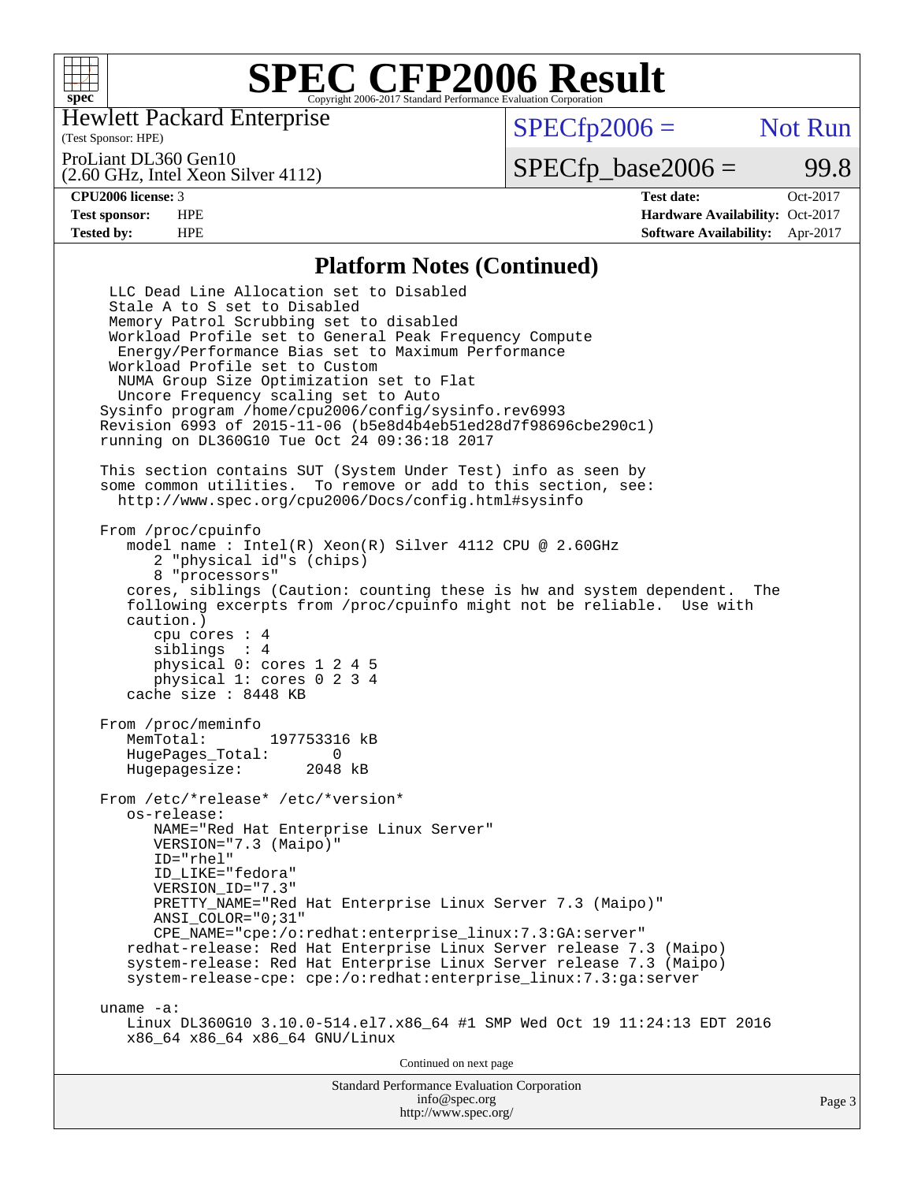# SPEC CFP2006 Result

Copyright 2006-2017 Standard Performance Evaluation Corporation

Hewlett Packard Enterprise
(Test Sponsor: HPE)

ProLiant DL360 Gen10
(2.60 GHz, Intel Xeon Silver 4112)

SPECfp2006 = Not Run

SPECfp_base2006 = 99.8

| | | | |
|---|---|---|---|
| **CPU2006 license:** 3 | | **Test date:** | Oct-2017 |
| **Test sponsor:** | HPE | **Hardware Availability:** | Oct-2017 |
| **Tested by:** | HPE | **Software Availability:** | Apr-2017 |

## Platform Notes (Continued)

```
 LLC Dead Line Allocation set to Disabled
 Stale A to S set to Disabled
 Memory Patrol Scrubbing set to disabled
 Workload Profile set to General Peak Frequency Compute
  Energy/Performance Bias set to Maximum Performance
 Workload Profile set to Custom
  NUMA Group Size Optimization set to Flat
  Uncore Frequency scaling set to Auto
Sysinfo program /home/cpu2006/config/sysinfo.rev6993
Revision 6993 of 2015-11-06 (b5e8d4b4eb51ed28d7f98696cbe290c1)
running on DL360G10 Tue Oct 24 09:36:18 2017

This section contains SUT (System Under Test) info as seen by
some common utilities.  To remove or add to this section, see:
  http://www.spec.org/cpu2006/Docs/config.html#sysinfo

From /proc/cpuinfo
   model name : Intel(R) Xeon(R) Silver 4112 CPU @ 2.60GHz
      2 "physical id"s (chips)
      8 "processors"
   cores, siblings (Caution: counting these is hw and system dependent.  The
   following excerpts from /proc/cpuinfo might not be reliable.  Use with
   caution.)
      cpu cores : 4
      siblings  : 4
      physical 0: cores 1 2 4 5
      physical 1: cores 0 2 3 4
   cache size : 8448 KB

From /proc/meminfo
   MemTotal:       197753316 kB
   HugePages_Total:       0
   Hugepagesize:       2048 kB

From /etc/*release* /etc/*version*
   os-release:
      NAME="Red Hat Enterprise Linux Server"
      VERSION="7.3 (Maipo)"
      ID="rhel"
      ID_LIKE="fedora"
      VERSION_ID="7.3"
      PRETTY_NAME="Red Hat Enterprise Linux Server 7.3 (Maipo)"
      ANSI_COLOR="0;31"
      CPE_NAME="cpe:/o:redhat:enterprise_linux:7.3:GA:server"
   redhat-release: Red Hat Enterprise Linux Server release 7.3 (Maipo)
   system-release: Red Hat Enterprise Linux Server release 7.3 (Maipo)
   system-release-cpe: cpe:/o:redhat:enterprise_linux:7.3:ga:server

uname -a:
   Linux DL360G10 3.10.0-514.el7.x86_64 #1 SMP Wed Oct 19 11:24:13 EDT 2016
   x86_64 x86_64 x86_64 GNU/Linux
```

Continued on next page

Standard Performance Evaluation Corporation
info@spec.org
http://www.spec.org/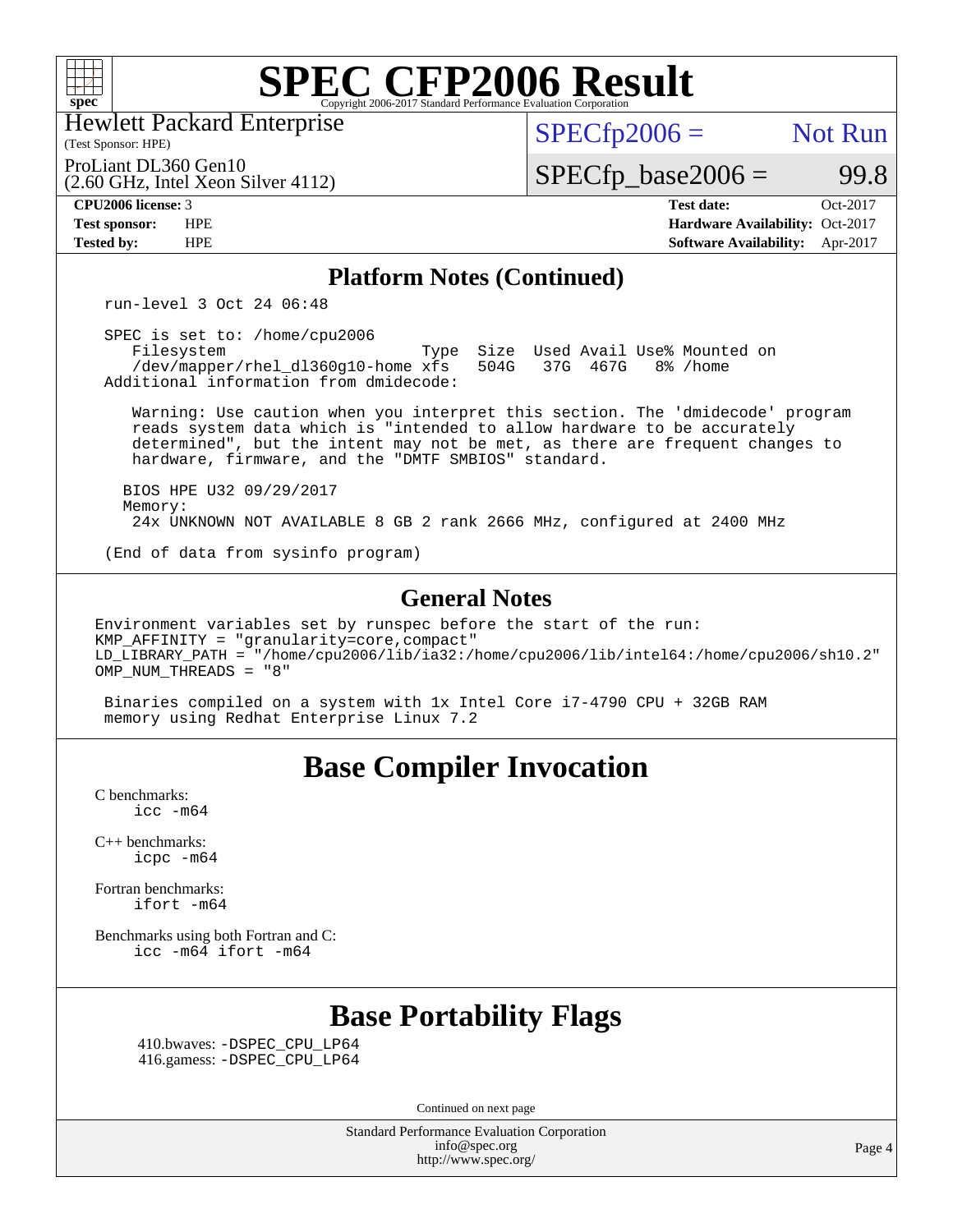# SPEC CFP2006 Result

Copyright 2006-2017 Standard Performance Evaluation Corporation

Hewlett Packard Enterprise
(Test Sponsor: HPE)

ProLiant DL360 Gen10
(2.60 GHz, Intel Xeon Silver 4112)

SPECfp2006 = Not Run

SPECfp_base2006 = 99.8

**CPU2006 license:** 3
**Test sponsor:** HPE
**Tested by:** HPE

**Test date:** Oct-2017
**Hardware Availability:** Oct-2017
**Software Availability:** Apr-2017

## Platform Notes (Continued)

```
run-level 3 Oct 24 06:48

SPEC is set to: /home/cpu2006
   Filesystem                     Type  Size  Used Avail Use% Mounted on
   /dev/mapper/rhel_dl360g10-home xfs   504G   37G  467G   8% /home
Additional information from dmidecode:

    Warning: Use caution when you interpret this section. The 'dmidecode' program
    reads system data which is "intended to allow hardware to be accurately
    determined", but the intent may not be met, as there are frequent changes to
    hardware, firmware, and the "DMTF SMBIOS" standard.

   BIOS HPE U32 09/29/2017
   Memory:
    24x UNKNOWN NOT AVAILABLE 8 GB 2 rank 2666 MHz, configured at 2400 MHz

(End of data from sysinfo program)
```

## General Notes

```
Environment variables set by runspec before the start of the run:
KMP_AFFINITY = "granularity=core,compact"
LD_LIBRARY_PATH = "/home/cpu2006/lib/ia32:/home/cpu2006/lib/intel64:/home/cpu2006/sh10.2"
OMP_NUM_THREADS = "8"

 Binaries compiled on a system with 1x Intel Core i7-4790 CPU + 32GB RAM
 memory using Redhat Enterprise Linux 7.2
```

## Base Compiler Invocation

C benchmarks:
    icc -m64

C++ benchmarks:
    icpc -m64

Fortran benchmarks:
    ifort -m64

Benchmarks using both Fortran and C:
    icc -m64 ifort -m64

## Base Portability Flags

410.bwaves: -DSPEC_CPU_LP64
416.gamess: -DSPEC_CPU_LP64

Continued on next page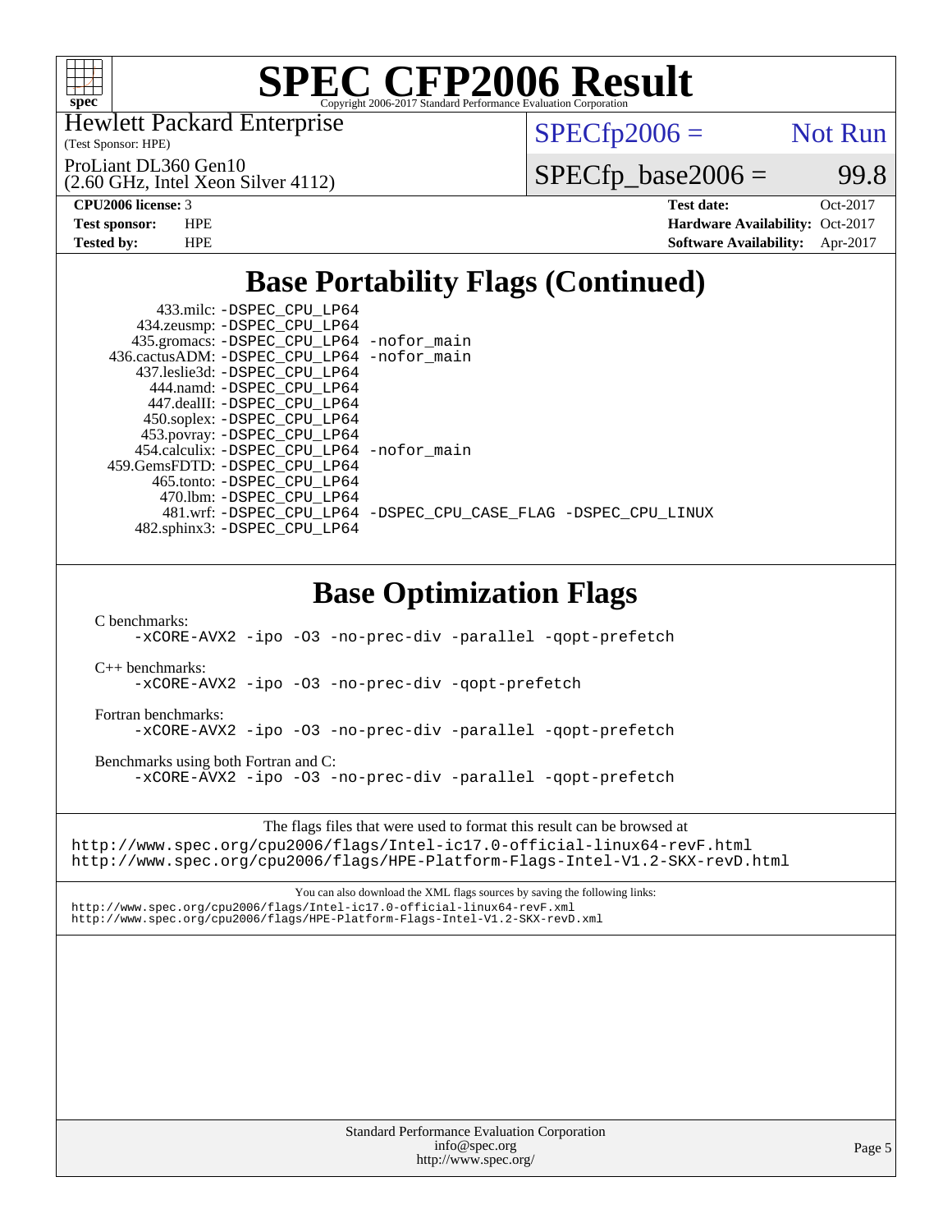# SPEC CFP2006 Result

Copyright 2006-2017 Standard Performance Evaluation Corporation

Hewlett Packard Enterprise
(Test Sponsor: HPE)

ProLiant DL360 Gen10
(2.60 GHz, Intel Xeon Silver 4112)

SPECfp2006 = Not Run

SPECfp_base2006 = 99.8

| | | | |
|---|---|---|---|
| **CPU2006 license:** 3 | | **Test date:** | Oct-2017 |
| **Test sponsor:** | HPE | **Hardware Availability:** | Oct-2017 |
| **Tested by:** | HPE | **Software Availability:** | Apr-2017 |

## Base Portability Flags (Continued)

```
    433.milc: -DSPEC_CPU_LP64
  434.zeusmp: -DSPEC_CPU_LP64
 435.gromacs: -DSPEC_CPU_LP64 -nofor_main
436.cactusADM: -DSPEC_CPU_LP64 -nofor_main
 437.leslie3d: -DSPEC_CPU_LP64
    444.namd: -DSPEC_CPU_LP64
  447.dealII: -DSPEC_CPU_LP64
  450.soplex: -DSPEC_CPU_LP64
  453.povray: -DSPEC_CPU_LP64
454.calculix: -DSPEC_CPU_LP64 -nofor_main
459.GemsFDTD: -DSPEC_CPU_LP64
   465.tonto: -DSPEC_CPU_LP64
     470.lbm: -DSPEC_CPU_LP64
     481.wrf: -DSPEC_CPU_LP64 -DSPEC_CPU_CASE_FLAG -DSPEC_CPU_LINUX
 482.sphinx3: -DSPEC_CPU_LP64
```

## Base Optimization Flags

C benchmarks:
```
-xCORE-AVX2 -ipo -O3 -no-prec-div -parallel -qopt-prefetch
```

C++ benchmarks:
```
-xCORE-AVX2 -ipo -O3 -no-prec-div -qopt-prefetch
```

Fortran benchmarks:
```
-xCORE-AVX2 -ipo -O3 -no-prec-div -parallel -qopt-prefetch
```

Benchmarks using both Fortran and C:
```
-xCORE-AVX2 -ipo -O3 -no-prec-div -parallel -qopt-prefetch
```

The flags files that were used to format this result can be browsed at
http://www.spec.org/cpu2006/flags/Intel-ic17.0-official-linux64-revF.html
http://www.spec.org/cpu2006/flags/HPE-Platform-Flags-Intel-V1.2-SKX-revD.html

You can also download the XML flags sources by saving the following links:
http://www.spec.org/cpu2006/flags/Intel-ic17.0-official-linux64-revF.xml
http://www.spec.org/cpu2006/flags/HPE-Platform-Flags-Intel-V1.2-SKX-revD.xml

Standard Performance Evaluation Corporation
info@spec.org
http://www.spec.org/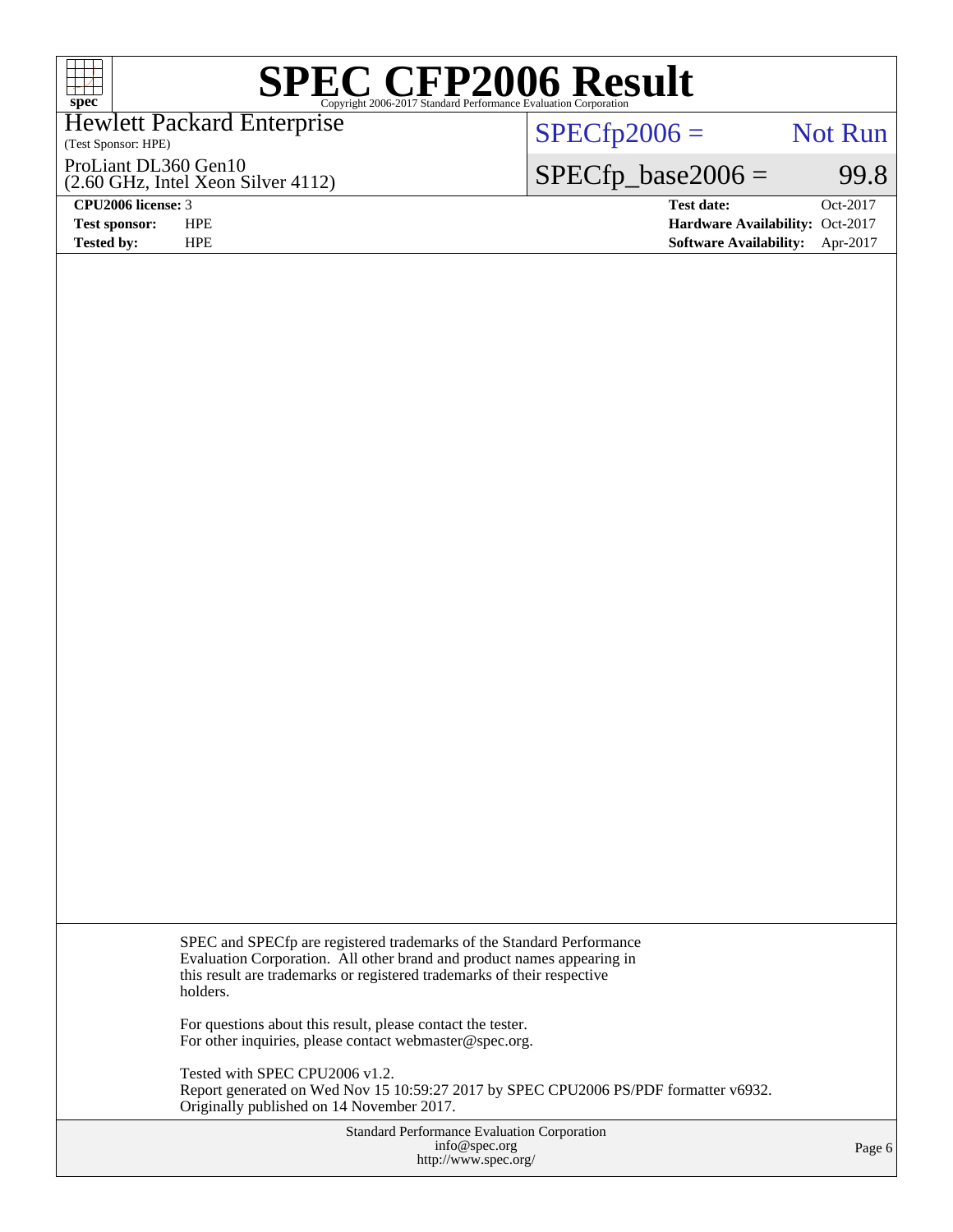# SPEC CFP2006 Result

Copyright 2006-2017 Standard Performance Evaluation Corporation

Hewlett Packard Enterprise
(Test Sponsor: HPE)

ProLiant DL360 Gen10
(2.60 GHz, Intel Xeon Silver 4112)

SPECfp2006 = Not Run

SPECfp_base2006 = 99.8

| | | | |
|---|---|---|---|
| **CPU2006 license:** 3 | | **Test date:** | Oct-2017 |
| **Test sponsor:** | HPE | **Hardware Availability:** | Oct-2017 |
| **Tested by:** | HPE | **Software Availability:** | Apr-2017 |

SPEC and SPECfp are registered trademarks of the Standard Performance Evaluation Corporation. All other brand and product names appearing in this result are trademarks or registered trademarks of their respective holders.

For questions about this result, please contact the tester.
For other inquiries, please contact webmaster@spec.org.

Tested with SPEC CPU2006 v1.2.
Report generated on Wed Nov 15 10:59:27 2017 by SPEC CPU2006 PS/PDF formatter v6932.
Originally published on 14 November 2017.

Standard Performance Evaluation Corporation
info@spec.org
http://www.spec.org/